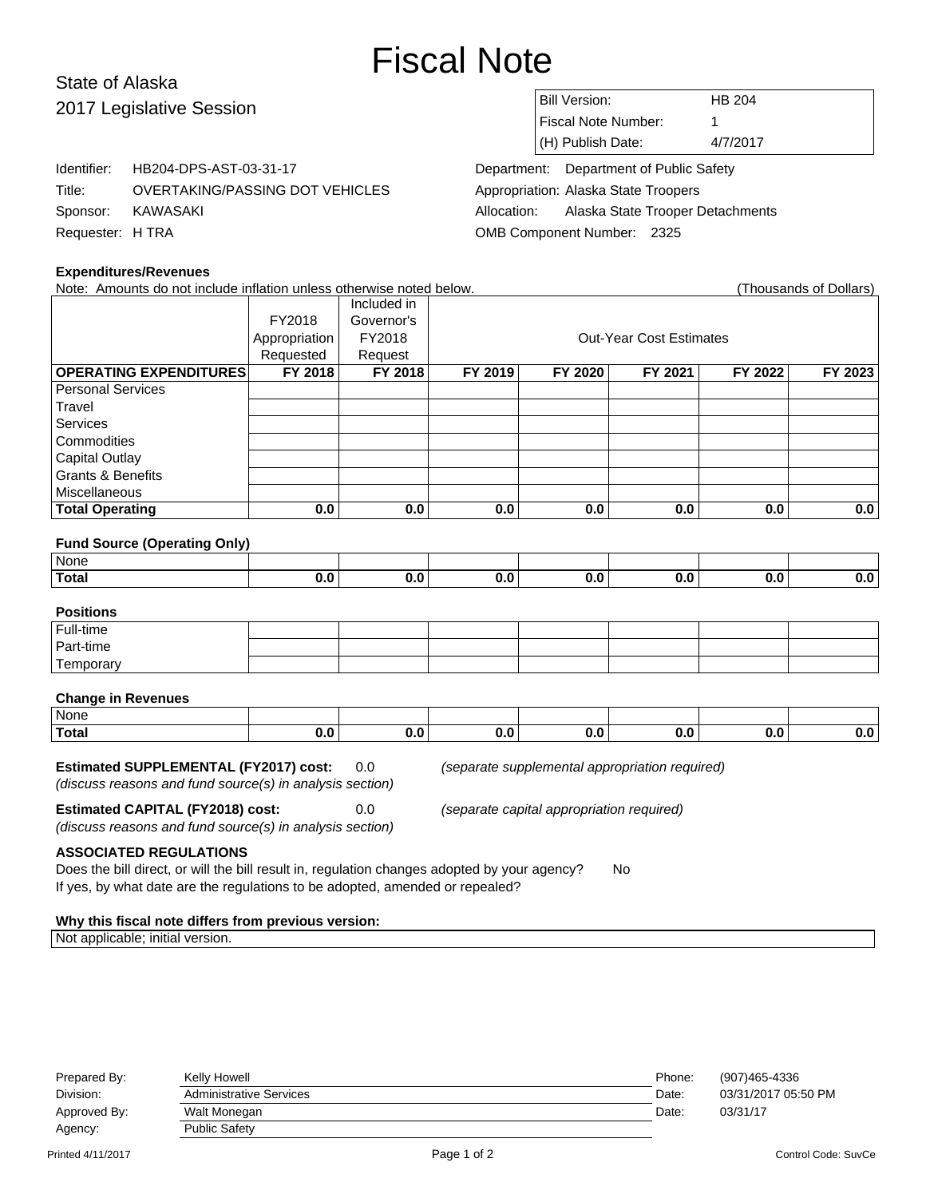# Fiscal Note

State of Alaska
2017 Legislative Session

| | |
|---|---|
| Bill Version: | HB 204 |
| Fiscal Note Number: | 1 |
| (H) Publish Date: | 4/7/2017 |

Identifier: HB204-DPS-AST-03-31-17
Title: OVERTAKING/PASSING DOT VEHICLES
Sponsor: KAWASAKI
Requester: H TRA

Department: Department of Public Safety
Appropriation: Alaska State Troopers
Allocation: Alaska State Trooper Detachments
OMB Component Number: 2325

**Expenditures/Revenues**

Note: Amounts do not include inflation unless otherwise noted below. (Thousands of Dollars)

| | FY2018 Appropriation Requested | Included in Governor's FY2018 Request | Out-Year Cost Estimates | | | | |
|---|---|---|---|---|---|---|---|
| **OPERATING EXPENDITURES** | **FY 2018** | **FY 2018** | **FY 2019** | **FY 2020** | **FY 2021** | **FY 2022** | **FY 2023** |
| Personal Services | | | | | | | |
| Travel | | | | | | | |
| Services | | | | | | | |
| Commodities | | | | | | | |
| Capital Outlay | | | | | | | |
| Grants & Benefits | | | | | | | |
| Miscellaneous | | | | | | | |
| **Total Operating** | **0.0** | **0.0** | **0.0** | **0.0** | **0.0** | **0.0** | **0.0** |

**Fund Source (Operating Only)**

| | | | | | | | |
|---|---|---|---|---|---|---|---|
| None | | | | | | | |
| **Total** | **0.0** | **0.0** | **0.0** | **0.0** | **0.0** | **0.0** | **0.0** |

**Positions**

| | | | | | | | |
|---|---|---|---|---|---|---|---|
| Full-time | | | | | | | |
| Part-time | | | | | | | |
| Temporary | | | | | | | |

**Change in Revenues**

| | | | | | | | |
|---|---|---|---|---|---|---|---|
| None | | | | | | | |
| **Total** | **0.0** | **0.0** | **0.0** | **0.0** | **0.0** | **0.0** | **0.0** |

**Estimated SUPPLEMENTAL (FY2017) cost:** 0.0 *(separate supplemental appropriation required)*
*(discuss reasons and fund source(s) in analysis section)*

**Estimated CAPITAL (FY2018) cost:** 0.0 *(separate capital appropriation required)*
*(discuss reasons and fund source(s) in analysis section)*

**ASSOCIATED REGULATIONS**

Does the bill direct, or will the bill result in, regulation changes adopted by your agency? No
If yes, by what date are the regulations to be adopted, amended or repealed?

**Why this fiscal note differs from previous version:**

Not applicable; initial version.

| | | | |
|---|---|---|---|
| Prepared By: | Kelly Howell | Phone: | (907)465-4336 |
| Division: | Administrative Services | Date: | 03/31/2017 05:50 PM |
| Approved By: | Walt Monegan | Date: | 03/31/17 |
| Agency: | Public Safety | | |

Printed 4/11/2017 Control Code: SuvCe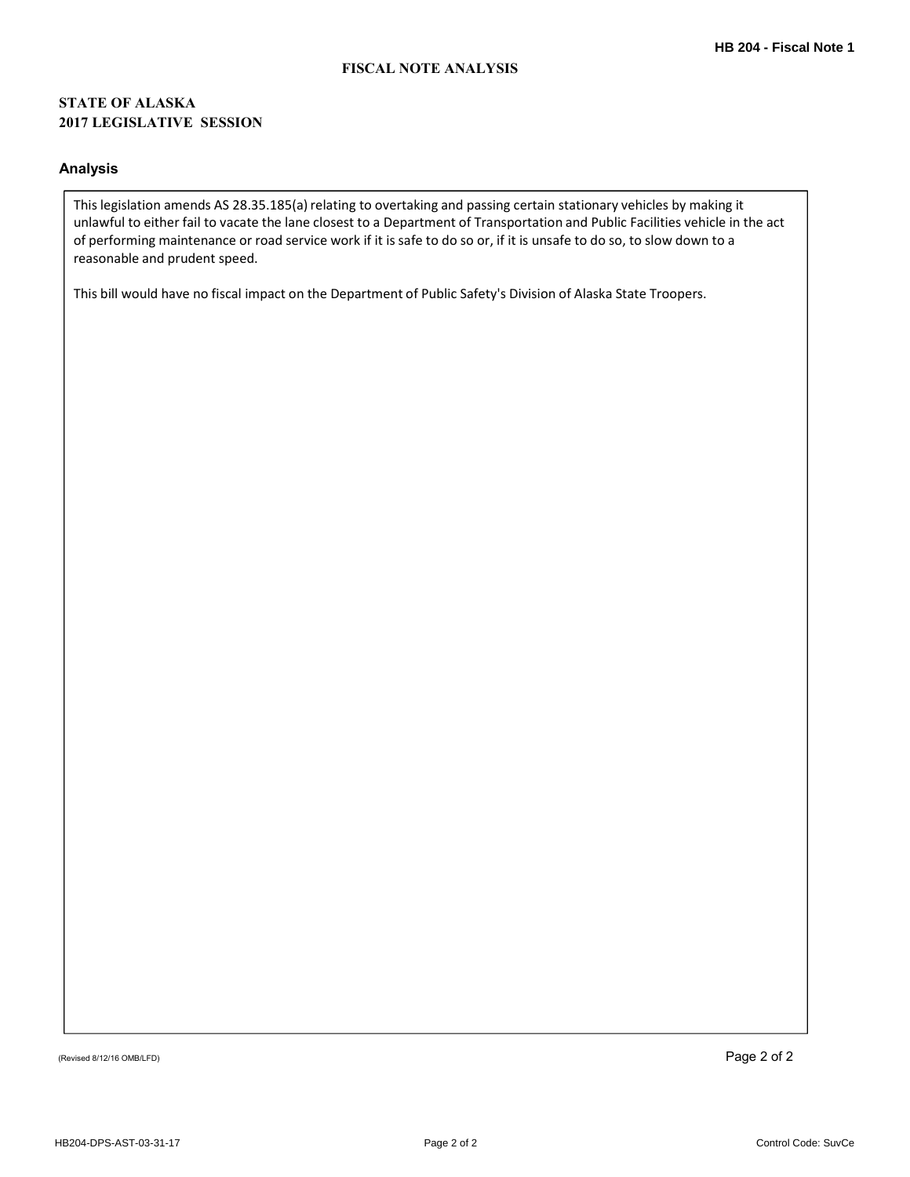# FISCAL NOTE ANALYSIS

**STATE OF ALASKA**
**2017 LEGISLATIVE SESSION**

## Analysis

This legislation amends AS 28.35.185(a) relating to overtaking and passing certain stationary vehicles by making it unlawful to either fail to vacate the lane closest to a Department of Transportation and Public Facilities vehicle in the act of performing maintenance or road service work if it is safe to do so or, if it is unsafe to do so, to slow down to a reasonable and prudent speed.

This bill would have no fiscal impact on the Department of Public Safety's Division of Alaska State Troopers.

(Revised 8/12/16 OMB/LFD)